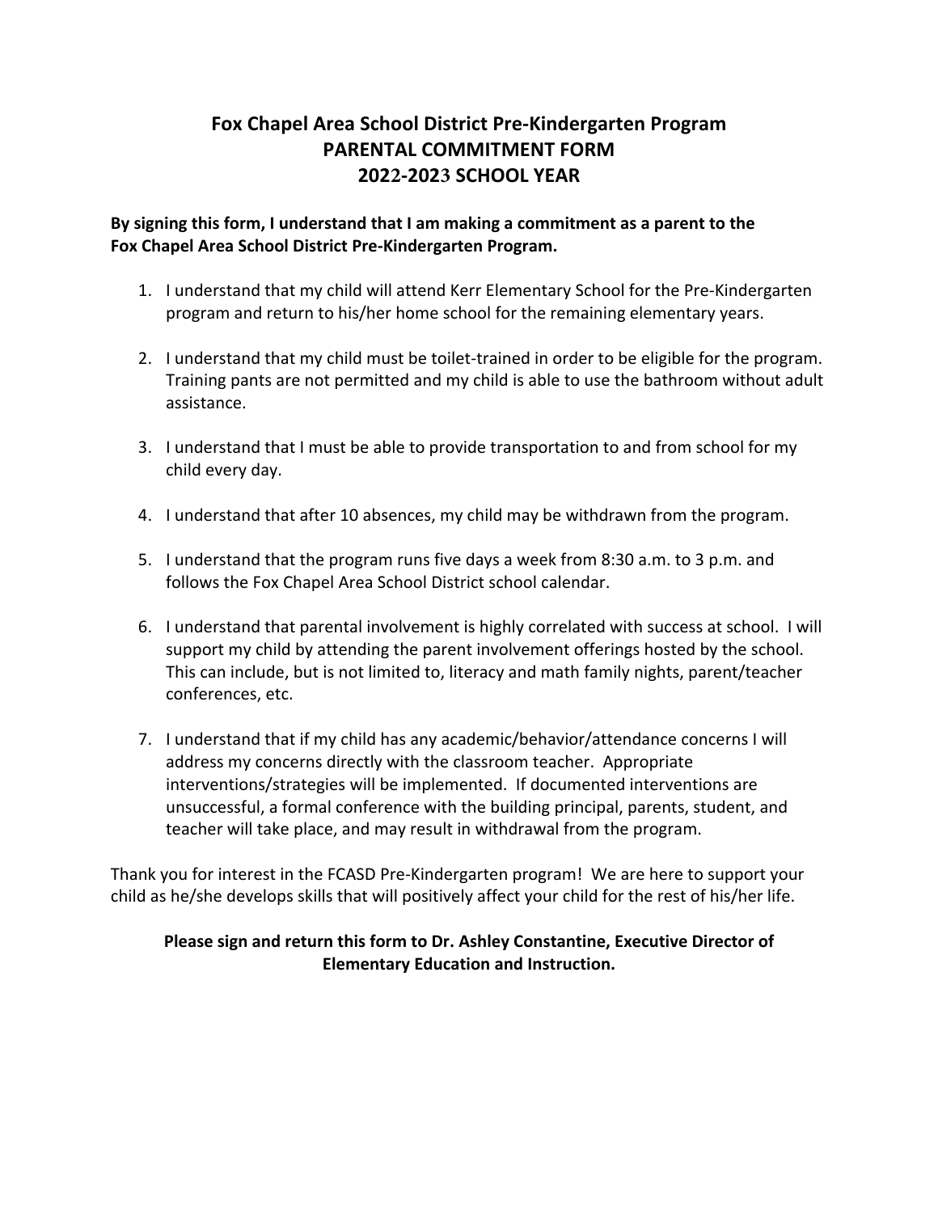# Fox Chapel Area School District Pre-Kindergarten Program
# PARENTAL COMMITMENT FORM
# 2022-2023 SCHOOL YEAR

**By signing this form, I understand that I am making a commitment as a parent to the Fox Chapel Area School District Pre-Kindergarten Program.**

1. I understand that my child will attend Kerr Elementary School for the Pre-Kindergarten program and return to his/her home school for the remaining elementary years.

2. I understand that my child must be toilet-trained in order to be eligible for the program. Training pants are not permitted and my child is able to use the bathroom without adult assistance.

3. I understand that I must be able to provide transportation to and from school for my child every day.

4. I understand that after 10 absences, my child may be withdrawn from the program.

5. I understand that the program runs five days a week from 8:30 a.m. to 3 p.m. and follows the Fox Chapel Area School District school calendar.

6. I understand that parental involvement is highly correlated with success at school. I will support my child by attending the parent involvement offerings hosted by the school. This can include, but is not limited to, literacy and math family nights, parent/teacher conferences, etc.

7. I understand that if my child has any academic/behavior/attendance concerns I will address my concerns directly with the classroom teacher. Appropriate interventions/strategies will be implemented. If documented interventions are unsuccessful, a formal conference with the building principal, parents, student, and teacher will take place, and may result in withdrawal from the program.

Thank you for interest in the FCASD Pre-Kindergarten program! We are here to support your child as he/she develops skills that will positively affect your child for the rest of his/her life.

**Please sign and return this form to Dr. Ashley Constantine, Executive Director of Elementary Education and Instruction.**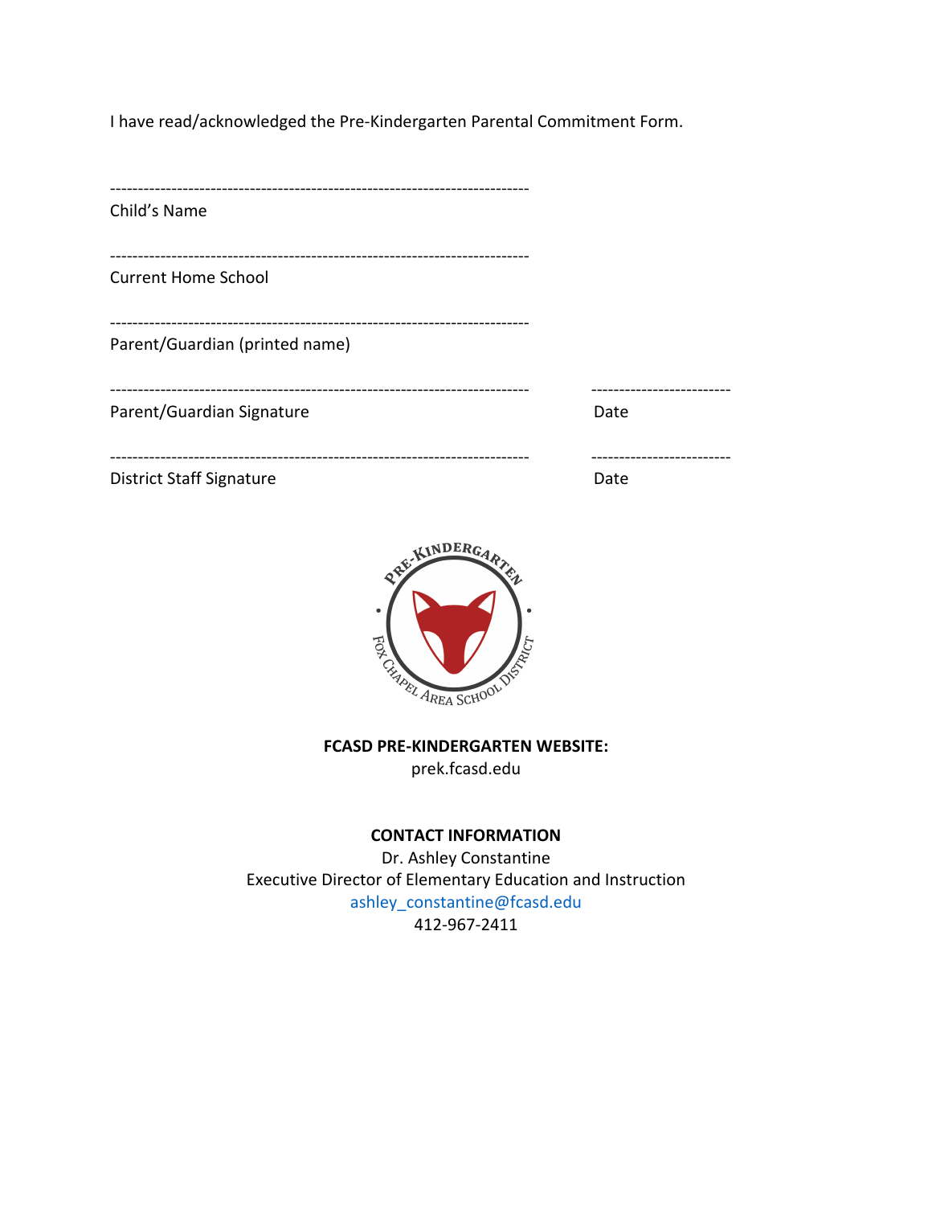I have read/acknowledged the Pre-Kindergarten Parental Commitment Form.

---------------------------------------------------------------------------

Child's Name

---------------------------------------------------------------------------

Current Home School

---------------------------------------------------------------------------

Parent/Guardian (printed name)

--------------------------------------------------------------------------- -------------------------

Parent/Guardian Signature Date

--------------------------------------------------------------------------- -------------------------

District Staff Signature Date

**FCASD PRE-KINDERGARTEN WEBSITE:**
prek.fcasd.edu

**CONTACT INFORMATION**
Dr. Ashley Constantine
Executive Director of Elementary Education and Instruction
ashley_constantine@fcasd.edu
412-967-2411